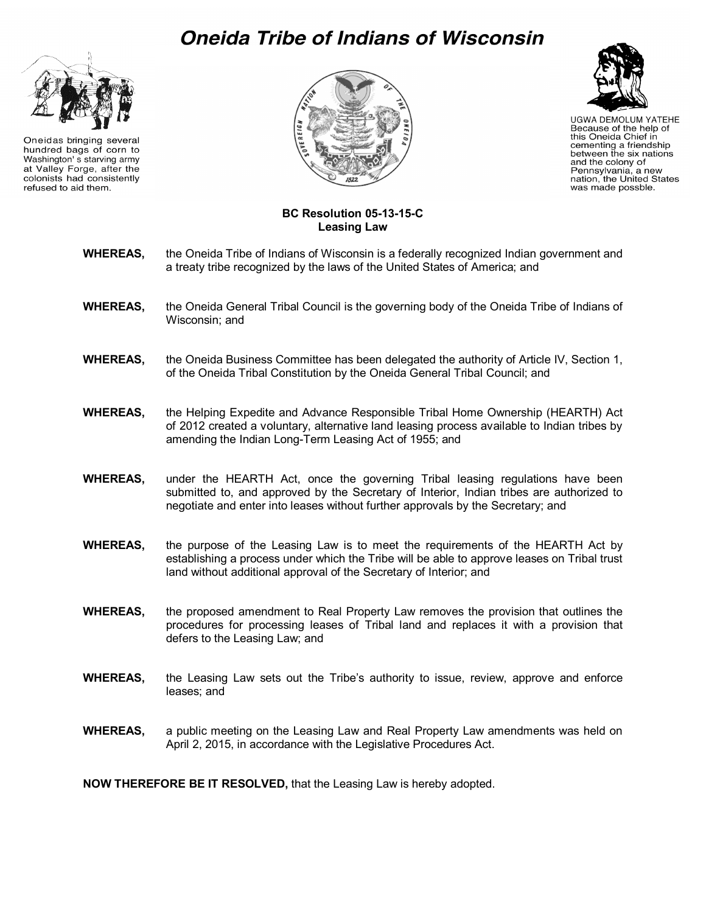# Oneida Tribe of Indians of Wisconsin

Oneidas bringing several hundred bags of corn to Washington' s starving army at Valley Forge, after the colonists had consistently refused to aid them.

UGWA DEMOLUM YATEHE
Because of the help of this Oneida Chief in cementing a friendship between the six nations and the colony of Pennsylvania, a new nation, the United States was made possble.

**BC Resolution 05-13-15-C**
**Leasing Law**

**WHEREAS,** the Oneida Tribe of Indians of Wisconsin is a federally recognized Indian government and a treaty tribe recognized by the laws of the United States of America; and

**WHEREAS,** the Oneida General Tribal Council is the governing body of the Oneida Tribe of Indians of Wisconsin; and

**WHEREAS,** the Oneida Business Committee has been delegated the authority of Article IV, Section 1, of the Oneida Tribal Constitution by the Oneida General Tribal Council; and

**WHEREAS,** the Helping Expedite and Advance Responsible Tribal Home Ownership (HEARTH) Act of 2012 created a voluntary, alternative land leasing process available to Indian tribes by amending the Indian Long-Term Leasing Act of 1955; and

**WHEREAS,** under the HEARTH Act, once the governing Tribal leasing regulations have been submitted to, and approved by the Secretary of Interior, Indian tribes are authorized to negotiate and enter into leases without further approvals by the Secretary; and

**WHEREAS,** the purpose of the Leasing Law is to meet the requirements of the HEARTH Act by establishing a process under which the Tribe will be able to approve leases on Tribal trust land without additional approval of the Secretary of Interior; and

**WHEREAS,** the proposed amendment to Real Property Law removes the provision that outlines the procedures for processing leases of Tribal land and replaces it with a provision that defers to the Leasing Law; and

**WHEREAS,** the Leasing Law sets out the Tribe's authority to issue, review, approve and enforce leases; and

**WHEREAS,** a public meeting on the Leasing Law and Real Property Law amendments was held on April 2, 2015, in accordance with the Legislative Procedures Act.

**NOW THEREFORE BE IT RESOLVED,** that the Leasing Law is hereby adopted.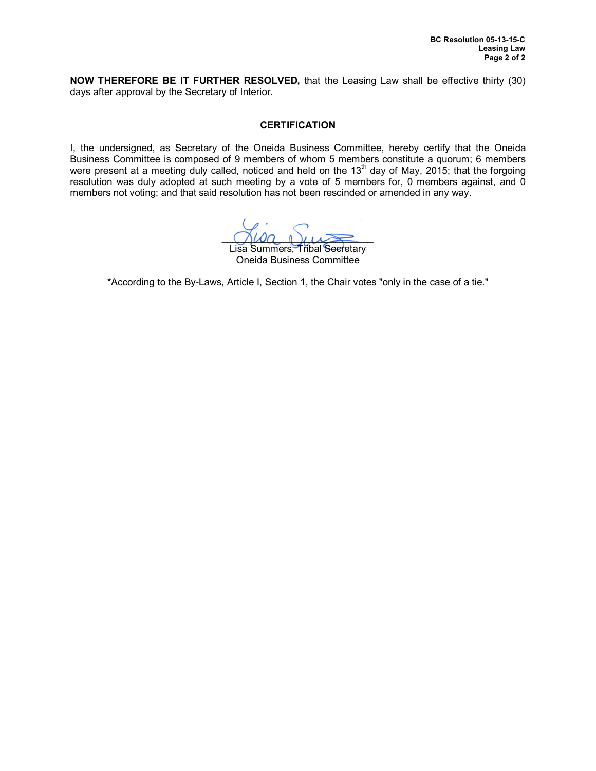**NOW THEREFORE BE IT FURTHER RESOLVED,** that the Leasing Law shall be effective thirty (30) days after approval by the Secretary of Interior.

## CERTIFICATION

I, the undersigned, as Secretary of the Oneida Business Committee, hereby certify that the Oneida Business Committee is composed of 9 members of whom 5 members constitute a quorum; 6 members were present at a meeting duly called, noticed and held on the 13th day of May, 2015; that the forgoing resolution was duly adopted at such meeting by a vote of 5 members for, 0 members against, and 0 members not voting; and that said resolution has not been rescinded or amended in any way.

Lisa Summers, Tribal Secretary
Oneida Business Committee

*According to the By-Laws, Article I, Section 1, the Chair votes "only in the case of a tie."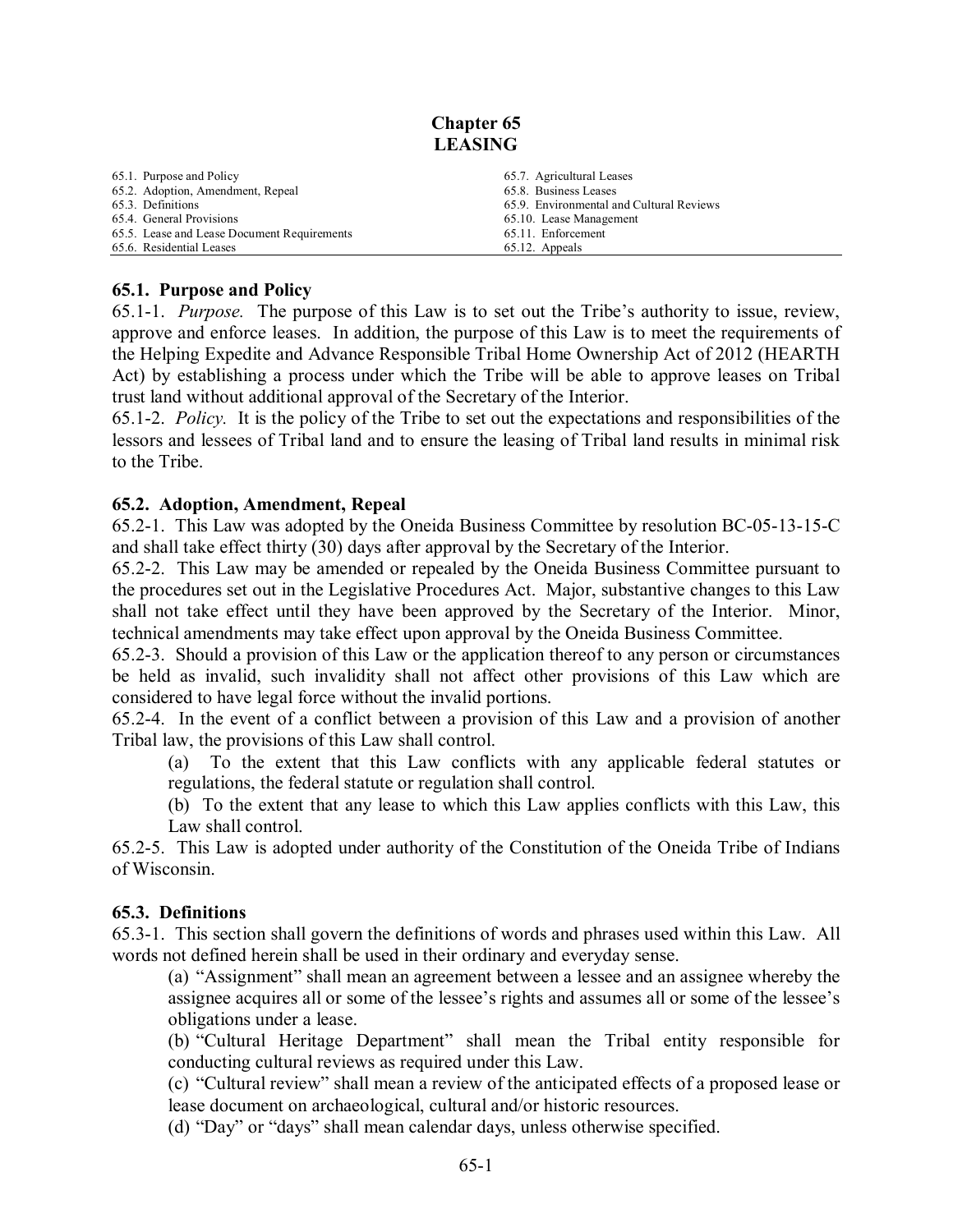# Chapter 65
# LEASING

| | |
|---|---|
| 65.1. Purpose and Policy | 65.7. Agricultural Leases |
| 65.2. Adoption, Amendment, Repeal | 65.8. Business Leases |
| 65.3. Definitions | 65.9. Environmental and Cultural Reviews |
| 65.4. General Provisions | 65.10. Lease Management |
| 65.5. Lease and Lease Document Requirements | 65.11. Enforcement |
| 65.6. Residential Leases | 65.12. Appeals |

## 65.1. Purpose and Policy

65.1-1. *Purpose.* The purpose of this Law is to set out the Tribe's authority to issue, review, approve and enforce leases. In addition, the purpose of this Law is to meet the requirements of the Helping Expedite and Advance Responsible Tribal Home Ownership Act of 2012 (HEARTH Act) by establishing a process under which the Tribe will be able to approve leases on Tribal trust land without additional approval of the Secretary of the Interior.

65.1-2. *Policy.* It is the policy of the Tribe to set out the expectations and responsibilities of the lessors and lessees of Tribal land and to ensure the leasing of Tribal land results in minimal risk to the Tribe.

## 65.2. Adoption, Amendment, Repeal

65.2-1. This Law was adopted by the Oneida Business Committee by resolution BC-05-13-15-C and shall take effect thirty (30) days after approval by the Secretary of the Interior.

65.2-2. This Law may be amended or repealed by the Oneida Business Committee pursuant to the procedures set out in the Legislative Procedures Act. Major, substantive changes to this Law shall not take effect until they have been approved by the Secretary of the Interior. Minor, technical amendments may take effect upon approval by the Oneida Business Committee.

65.2-3. Should a provision of this Law or the application thereof to any person or circumstances be held as invalid, such invalidity shall not affect other provisions of this Law which are considered to have legal force without the invalid portions.

65.2-4. In the event of a conflict between a provision of this Law and a provision of another Tribal law, the provisions of this Law shall control.

(a) To the extent that this Law conflicts with any applicable federal statutes or regulations, the federal statute or regulation shall control.

(b) To the extent that any lease to which this Law applies conflicts with this Law, this Law shall control.

65.2-5. This Law is adopted under authority of the Constitution of the Oneida Tribe of Indians of Wisconsin.

## 65.3. Definitions

65.3-1. This section shall govern the definitions of words and phrases used within this Law. All words not defined herein shall be used in their ordinary and everyday sense.

(a) "Assignment" shall mean an agreement between a lessee and an assignee whereby the assignee acquires all or some of the lessee's rights and assumes all or some of the lessee's obligations under a lease.

(b) "Cultural Heritage Department" shall mean the Tribal entity responsible for conducting cultural reviews as required under this Law.

(c) "Cultural review" shall mean a review of the anticipated effects of a proposed lease or lease document on archaeological, cultural and/or historic resources.

(d) "Day" or "days" shall mean calendar days, unless otherwise specified.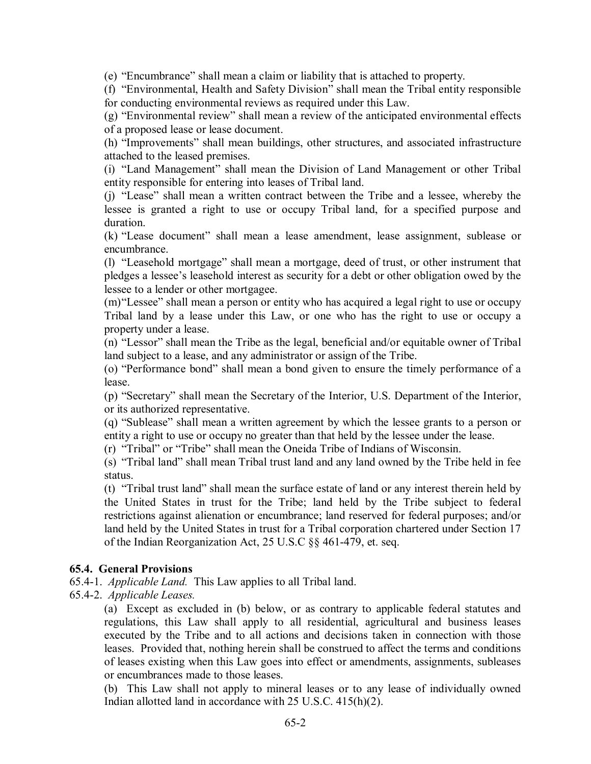(e) “Encumbrance” shall mean a claim or liability that is attached to property.

(f) “Environmental, Health and Safety Division” shall mean the Tribal entity responsible for conducting environmental reviews as required under this Law.

(g) “Environmental review” shall mean a review of the anticipated environmental effects of a proposed lease or lease document.

(h) “Improvements” shall mean buildings, other structures, and associated infrastructure attached to the leased premises.

(i) “Land Management” shall mean the Division of Land Management or other Tribal entity responsible for entering into leases of Tribal land.

(j) “Lease” shall mean a written contract between the Tribe and a lessee, whereby the lessee is granted a right to use or occupy Tribal land, for a specified purpose and duration.

(k) “Lease document” shall mean a lease amendment, lease assignment, sublease or encumbrance.

(l) “Leasehold mortgage” shall mean a mortgage, deed of trust, or other instrument that pledges a lessee’s leasehold interest as security for a debt or other obligation owed by the lessee to a lender or other mortgagee.

(m) “Lessee” shall mean a person or entity who has acquired a legal right to use or occupy Tribal land by a lease under this Law, or one who has the right to use or occupy a property under a lease.

(n) “Lessor” shall mean the Tribe as the legal, beneficial and/or equitable owner of Tribal land subject to a lease, and any administrator or assign of the Tribe.

(o) “Performance bond” shall mean a bond given to ensure the timely performance of a lease.

(p) “Secretary” shall mean the Secretary of the Interior, U.S. Department of the Interior, or its authorized representative.

(q) “Sublease” shall mean a written agreement by which the lessee grants to a person or entity a right to use or occupy no greater than that held by the lessee under the lease.

(r) “Tribal” or “Tribe” shall mean the Oneida Tribe of Indians of Wisconsin.

(s) “Tribal land” shall mean Tribal trust land and any land owned by the Tribe held in fee status.

(t) “Tribal trust land” shall mean the surface estate of land or any interest therein held by the United States in trust for the Tribe; land held by the Tribe subject to federal restrictions against alienation or encumbrance; land reserved for federal purposes; and/or land held by the United States in trust for a Tribal corporation chartered under Section 17 of the Indian Reorganization Act, 25 U.S.C §§ 461-479, et. seq.

### 65.4. General Provisions

65.4-1. *Applicable Land.* This Law applies to all Tribal land.

65.4-2. *Applicable Leases.*

(a) Except as excluded in (b) below, or as contrary to applicable federal statutes and regulations, this Law shall apply to all residential, agricultural and business leases executed by the Tribe and to all actions and decisions taken in connection with those leases. Provided that, nothing herein shall be construed to affect the terms and conditions of leases existing when this Law goes into effect or amendments, assignments, subleases or encumbrances made to those leases.

(b) This Law shall not apply to mineral leases or to any lease of individually owned Indian allotted land in accordance with 25 U.S.C. 415(h)(2).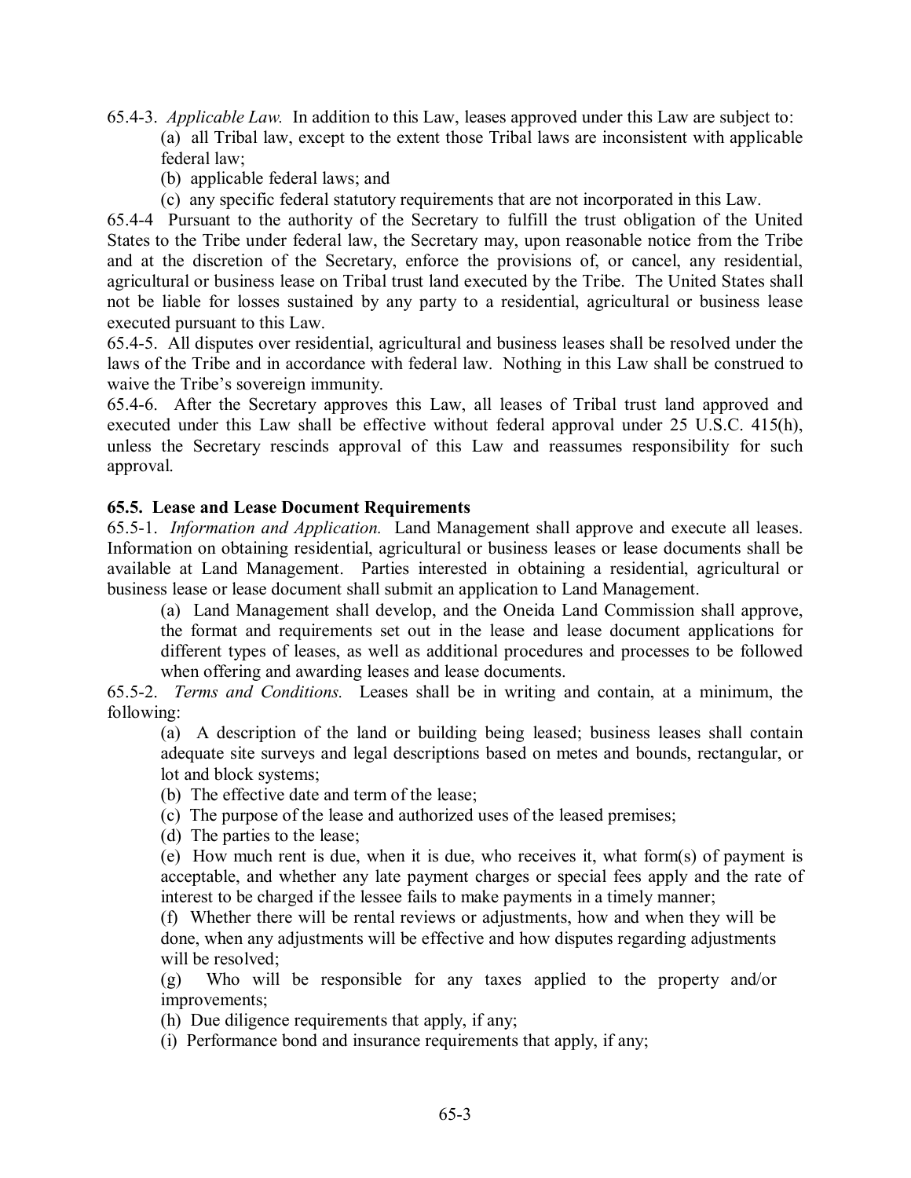65.4-3. *Applicable Law.* In addition to this Law, leases approved under this Law are subject to:

(a) all Tribal law, except to the extent those Tribal laws are inconsistent with applicable federal law;

(b) applicable federal laws; and

(c) any specific federal statutory requirements that are not incorporated in this Law.

65.4-4 Pursuant to the authority of the Secretary to fulfill the trust obligation of the United States to the Tribe under federal law, the Secretary may, upon reasonable notice from the Tribe and at the discretion of the Secretary, enforce the provisions of, or cancel, any residential, agricultural or business lease on Tribal trust land executed by the Tribe. The United States shall not be liable for losses sustained by any party to a residential, agricultural or business lease executed pursuant to this Law.

65.4-5. All disputes over residential, agricultural and business leases shall be resolved under the laws of the Tribe and in accordance with federal law. Nothing in this Law shall be construed to waive the Tribe's sovereign immunity.

65.4-6. After the Secretary approves this Law, all leases of Tribal trust land approved and executed under this Law shall be effective without federal approval under 25 U.S.C. 415(h), unless the Secretary rescinds approval of this Law and reassumes responsibility for such approval.

**65.5. Lease and Lease Document Requirements**

65.5-1. *Information and Application.* Land Management shall approve and execute all leases. Information on obtaining residential, agricultural or business leases or lease documents shall be available at Land Management. Parties interested in obtaining a residential, agricultural or business lease or lease document shall submit an application to Land Management.

(a) Land Management shall develop, and the Oneida Land Commission shall approve, the format and requirements set out in the lease and lease document applications for different types of leases, as well as additional procedures and processes to be followed when offering and awarding leases and lease documents.

65.5-2. *Terms and Conditions.* Leases shall be in writing and contain, at a minimum, the following:

(a) A description of the land or building being leased; business leases shall contain adequate site surveys and legal descriptions based on metes and bounds, rectangular, or lot and block systems;

(b) The effective date and term of the lease;

(c) The purpose of the lease and authorized uses of the leased premises;

(d) The parties to the lease;

(e) How much rent is due, when it is due, who receives it, what form(s) of payment is acceptable, and whether any late payment charges or special fees apply and the rate of interest to be charged if the lessee fails to make payments in a timely manner;

(f) Whether there will be rental reviews or adjustments, how and when they will be done, when any adjustments will be effective and how disputes regarding adjustments will be resolved;

(g) Who will be responsible for any taxes applied to the property and/or improvements;

(h) Due diligence requirements that apply, if any;

(i) Performance bond and insurance requirements that apply, if any;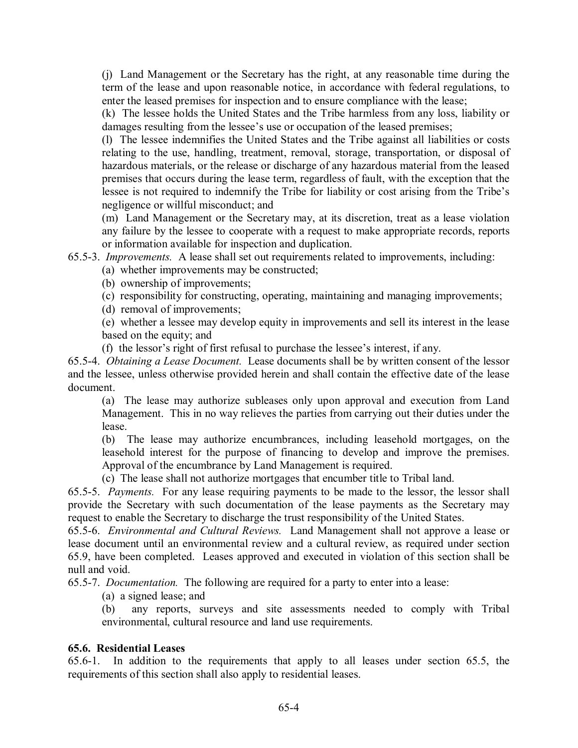(j) Land Management or the Secretary has the right, at any reasonable time during the term of the lease and upon reasonable notice, in accordance with federal regulations, to enter the leased premises for inspection and to ensure compliance with the lease;

(k) The lessee holds the United States and the Tribe harmless from any loss, liability or damages resulting from the lessee's use or occupation of the leased premises;

(l) The lessee indemnifies the United States and the Tribe against all liabilities or costs relating to the use, handling, treatment, removal, storage, transportation, or disposal of hazardous materials, or the release or discharge of any hazardous material from the leased premises that occurs during the lease term, regardless of fault, with the exception that the lessee is not required to indemnify the Tribe for liability or cost arising from the Tribe's negligence or willful misconduct; and

(m) Land Management or the Secretary may, at its discretion, treat as a lease violation any failure by the lessee to cooperate with a request to make appropriate records, reports or information available for inspection and duplication.

65.5-3. *Improvements.* A lease shall set out requirements related to improvements, including:

(a) whether improvements may be constructed;

(b) ownership of improvements;

(c) responsibility for constructing, operating, maintaining and managing improvements;

(d) removal of improvements;

(e) whether a lessee may develop equity in improvements and sell its interest in the lease based on the equity; and

(f) the lessor's right of first refusal to purchase the lessee's interest, if any.

65.5-4. *Obtaining a Lease Document.* Lease documents shall be by written consent of the lessor and the lessee, unless otherwise provided herein and shall contain the effective date of the lease document.

(a) The lease may authorize subleases only upon approval and execution from Land Management. This in no way relieves the parties from carrying out their duties under the lease.

(b) The lease may authorize encumbrances, including leasehold mortgages, on the leasehold interest for the purpose of financing to develop and improve the premises. Approval of the encumbrance by Land Management is required.

(c) The lease shall not authorize mortgages that encumber title to Tribal land.

65.5-5. *Payments.* For any lease requiring payments to be made to the lessor, the lessor shall provide the Secretary with such documentation of the lease payments as the Secretary may request to enable the Secretary to discharge the trust responsibility of the United States.

65.5-6. *Environmental and Cultural Reviews.* Land Management shall not approve a lease or lease document until an environmental review and a cultural review, as required under section 65.9, have been completed. Leases approved and executed in violation of this section shall be null and void.

65.5-7. *Documentation.* The following are required for a party to enter into a lease:

(a) a signed lease; and

(b) any reports, surveys and site assessments needed to comply with Tribal environmental, cultural resource and land use requirements.

## 65.6. Residential Leases

65.6-1. In addition to the requirements that apply to all leases under section 65.5, the requirements of this section shall also apply to residential leases.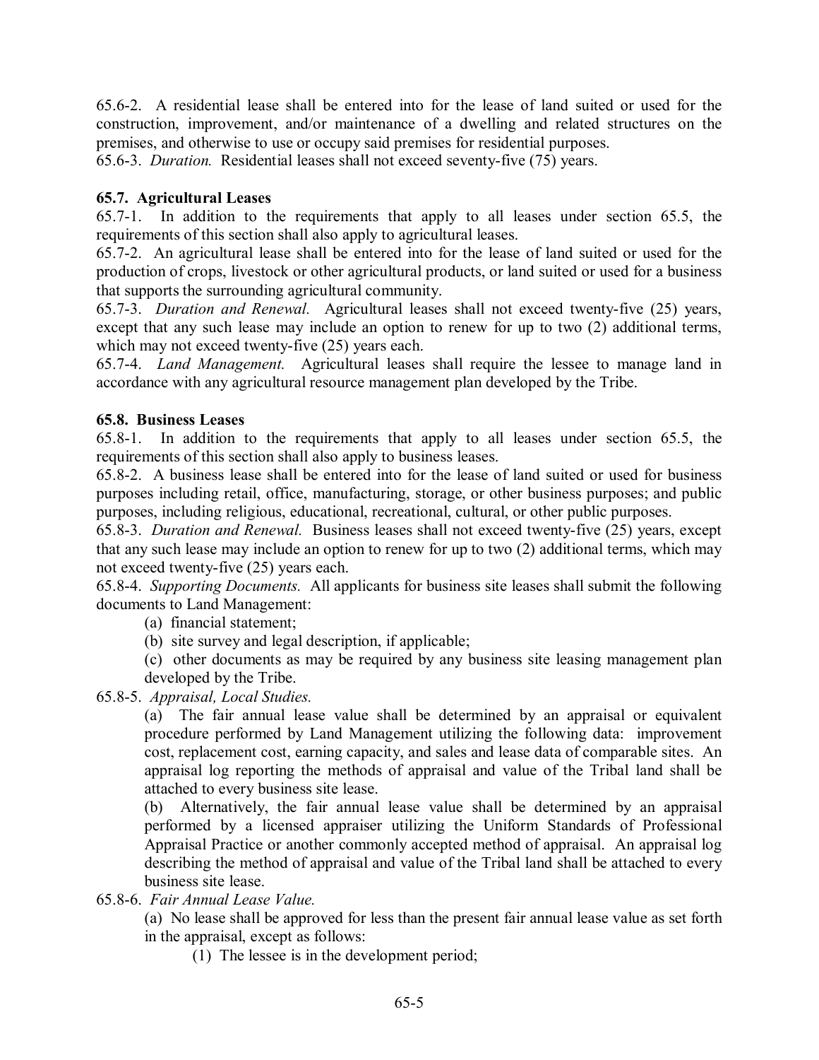65.6-2. A residential lease shall be entered into for the lease of land suited or used for the construction, improvement, and/or maintenance of a dwelling and related structures on the premises, and otherwise to use or occupy said premises for residential purposes.
65.6-3. *Duration.* Residential leases shall not exceed seventy-five (75) years.

**65.7. Agricultural Leases**
65.7-1. In addition to the requirements that apply to all leases under section 65.5, the requirements of this section shall also apply to agricultural leases.
65.7-2. An agricultural lease shall be entered into for the lease of land suited or used for the production of crops, livestock or other agricultural products, or land suited or used for a business that supports the surrounding agricultural community.
65.7-3. *Duration and Renewal.* Agricultural leases shall not exceed twenty-five (25) years, except that any such lease may include an option to renew for up to two (2) additional terms, which may not exceed twenty-five (25) years each.
65.7-4. *Land Management.* Agricultural leases shall require the lessee to manage land in accordance with any agricultural resource management plan developed by the Tribe.

**65.8. Business Leases**
65.8-1. In addition to the requirements that apply to all leases under section 65.5, the requirements of this section shall also apply to business leases.
65.8-2. A business lease shall be entered into for the lease of land suited or used for business purposes including retail, office, manufacturing, storage, or other business purposes; and public purposes, including religious, educational, recreational, cultural, or other public purposes.
65.8-3. *Duration and Renewal.* Business leases shall not exceed twenty-five (25) years, except that any such lease may include an option to renew for up to two (2) additional terms, which may not exceed twenty-five (25) years each.
65.8-4. *Supporting Documents.* All applicants for business site leases shall submit the following documents to Land Management:

(a) financial statement;

(b) site survey and legal description, if applicable;

(c) other documents as may be required by any business site leasing management plan developed by the Tribe.

65.8-5. *Appraisal, Local Studies.*

(a) The fair annual lease value shall be determined by an appraisal or equivalent procedure performed by Land Management utilizing the following data: improvement cost, replacement cost, earning capacity, and sales and lease data of comparable sites. An appraisal log reporting the methods of appraisal and value of the Tribal land shall be attached to every business site lease.

(b) Alternatively, the fair annual lease value shall be determined by an appraisal performed by a licensed appraiser utilizing the Uniform Standards of Professional Appraisal Practice or another commonly accepted method of appraisal. An appraisal log describing the method of appraisal and value of the Tribal land shall be attached to every business site lease.

65.8-6. *Fair Annual Lease Value.*

(a) No lease shall be approved for less than the present fair annual lease value as set forth in the appraisal, except as follows:

(1) The lessee is in the development period;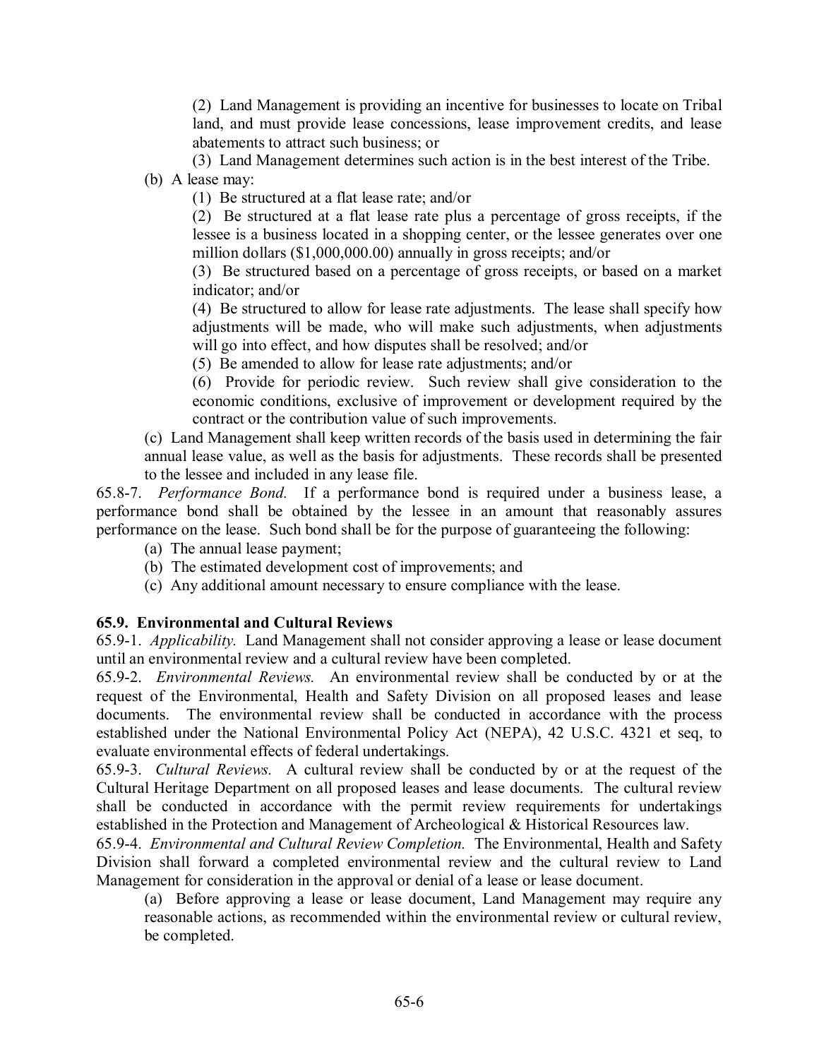(2) Land Management is providing an incentive for businesses to locate on Tribal land, and must provide lease concessions, lease improvement credits, and lease abatements to attract such business; or

(3) Land Management determines such action is in the best interest of the Tribe.

(b) A lease may:

(1) Be structured at a flat lease rate; and/or

(2) Be structured at a flat lease rate plus a percentage of gross receipts, if the lessee is a business located in a shopping center, or the lessee generates over one million dollars ($1,000,000.00) annually in gross receipts; and/or

(3) Be structured based on a percentage of gross receipts, or based on a market indicator; and/or

(4) Be structured to allow for lease rate adjustments. The lease shall specify how adjustments will be made, who will make such adjustments, when adjustments will go into effect, and how disputes shall be resolved; and/or

(5) Be amended to allow for lease rate adjustments; and/or

(6) Provide for periodic review. Such review shall give consideration to the economic conditions, exclusive of improvement or development required by the contract or the contribution value of such improvements.

(c) Land Management shall keep written records of the basis used in determining the fair annual lease value, as well as the basis for adjustments. These records shall be presented to the lessee and included in any lease file.

65.8-7. *Performance Bond.* If a performance bond is required under a business lease, a performance bond shall be obtained by the lessee in an amount that reasonably assures performance on the lease. Such bond shall be for the purpose of guaranteeing the following:

(a) The annual lease payment;

(b) The estimated development cost of improvements; and

(c) Any additional amount necessary to ensure compliance with the lease.

**65.9. Environmental and Cultural Reviews**

65.9-1. *Applicability.* Land Management shall not consider approving a lease or lease document until an environmental review and a cultural review have been completed.

65.9-2. *Environmental Reviews.* An environmental review shall be conducted by or at the request of the Environmental, Health and Safety Division on all proposed leases and lease documents. The environmental review shall be conducted in accordance with the process established under the National Environmental Policy Act (NEPA), 42 U.S.C. 4321 et seq, to evaluate environmental effects of federal undertakings.

65.9-3. *Cultural Reviews.* A cultural review shall be conducted by or at the request of the Cultural Heritage Department on all proposed leases and lease documents. The cultural review shall be conducted in accordance with the permit review requirements for undertakings established in the Protection and Management of Archeological & Historical Resources law.

65.9-4. *Environmental and Cultural Review Completion.* The Environmental, Health and Safety Division shall forward a completed environmental review and the cultural review to Land Management for consideration in the approval or denial of a lease or lease document.

(a) Before approving a lease or lease document, Land Management may require any reasonable actions, as recommended within the environmental review or cultural review, be completed.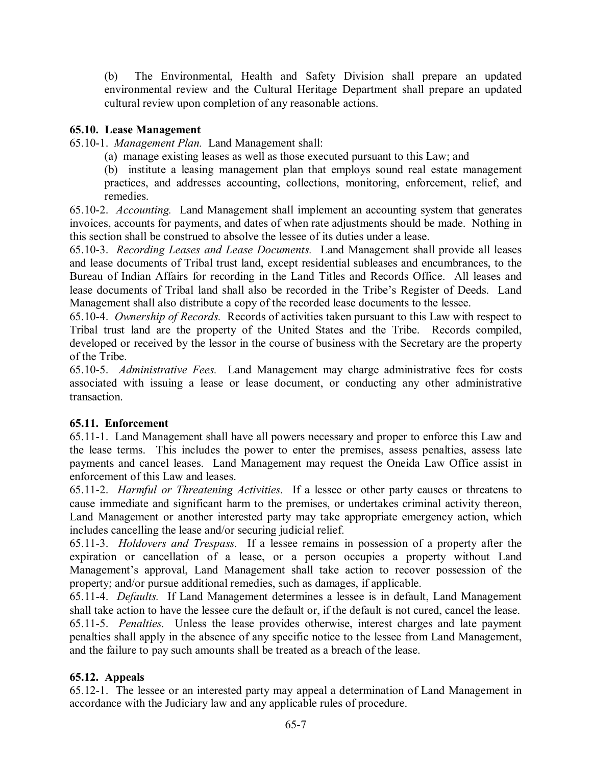(b) The Environmental, Health and Safety Division shall prepare an updated environmental review and the Cultural Heritage Department shall prepare an updated cultural review upon completion of any reasonable actions.

**65.10. Lease Management**

65.10-1. *Management Plan.* Land Management shall:

(a) manage existing leases as well as those executed pursuant to this Law; and

(b) institute a leasing management plan that employs sound real estate management practices, and addresses accounting, collections, monitoring, enforcement, relief, and remedies.

65.10-2. *Accounting.* Land Management shall implement an accounting system that generates invoices, accounts for payments, and dates of when rate adjustments should be made. Nothing in this section shall be construed to absolve the lessee of its duties under a lease.

65.10-3. *Recording Leases and Lease Documents.* Land Management shall provide all leases and lease documents of Tribal trust land, except residential subleases and encumbrances, to the Bureau of Indian Affairs for recording in the Land Titles and Records Office. All leases and lease documents of Tribal land shall also be recorded in the Tribe's Register of Deeds. Land Management shall also distribute a copy of the recorded lease documents to the lessee.

65.10-4. *Ownership of Records.* Records of activities taken pursuant to this Law with respect to Tribal trust land are the property of the United States and the Tribe. Records compiled, developed or received by the lessor in the course of business with the Secretary are the property of the Tribe.

65.10-5. *Administrative Fees.* Land Management may charge administrative fees for costs associated with issuing a lease or lease document, or conducting any other administrative transaction.

**65.11. Enforcement**

65.11-1. Land Management shall have all powers necessary and proper to enforce this Law and the lease terms. This includes the power to enter the premises, assess penalties, assess late payments and cancel leases. Land Management may request the Oneida Law Office assist in enforcement of this Law and leases.

65.11-2. *Harmful or Threatening Activities.* If a lessee or other party causes or threatens to cause immediate and significant harm to the premises, or undertakes criminal activity thereon, Land Management or another interested party may take appropriate emergency action, which includes cancelling the lease and/or securing judicial relief.

65.11-3. *Holdovers and Trespass.* If a lessee remains in possession of a property after the expiration or cancellation of a lease, or a person occupies a property without Land Management's approval, Land Management shall take action to recover possession of the property; and/or pursue additional remedies, such as damages, if applicable.

65.11-4. *Defaults.* If Land Management determines a lessee is in default, Land Management shall take action to have the lessee cure the default or, if the default is not cured, cancel the lease.

65.11-5. *Penalties.* Unless the lease provides otherwise, interest charges and late payment penalties shall apply in the absence of any specific notice to the lessee from Land Management, and the failure to pay such amounts shall be treated as a breach of the lease.

**65.12. Appeals**

65.12-1. The lessee or an interested party may appeal a determination of Land Management in accordance with the Judiciary law and any applicable rules of procedure.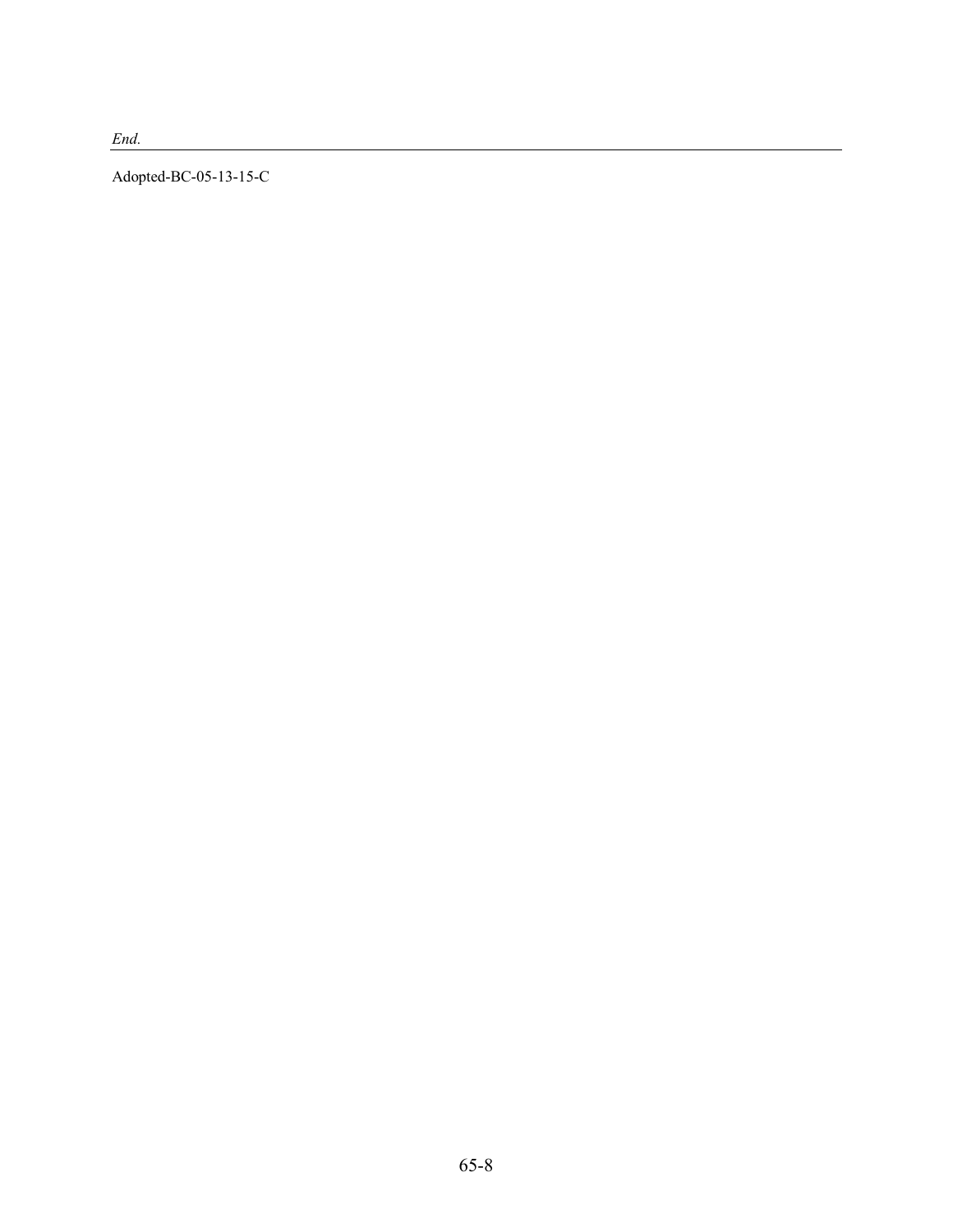*End.*

---

Adopted-BC-05-13-15-C